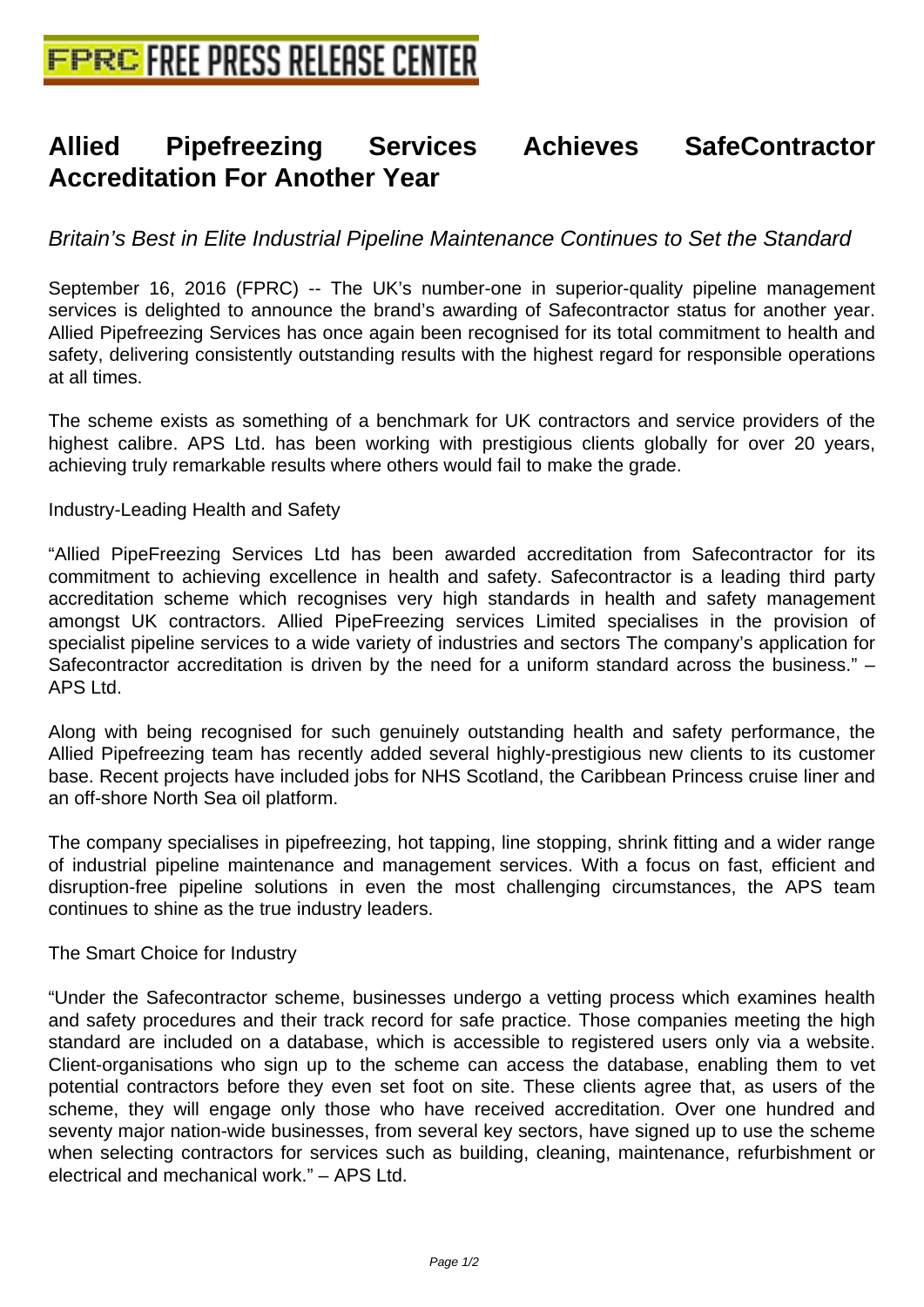# Allied Pipefreezing Services Achieves SafeContractor Accreditation For Another Year

*Britain's Best in Elite Industrial Pipeline Maintenance Continues to Set the Standard*

September 16, 2016 (FPRC) -- The UK's number-one in superior-quality pipeline management services is delighted to announce the brand's awarding of Safecontractor status for another year. Allied Pipefreezing Services has once again been recognised for its total commitment to health and safety, delivering consistently outstanding results with the highest regard for responsible operations at all times.

The scheme exists as something of a benchmark for UK contractors and service providers of the highest calibre. APS Ltd. has been working with prestigious clients globally for over 20 years, achieving truly remarkable results where others would fail to make the grade.

Industry-Leading Health and Safety

"Allied PipeFreezing Services Ltd has been awarded accreditation from Safecontractor for its commitment to achieving excellence in health and safety. Safecontractor is a leading third party accreditation scheme which recognises very high standards in health and safety management amongst UK contractors. Allied PipeFreezing services Limited specialises in the provision of specialist pipeline services to a wide variety of industries and sectors The company's application for Safecontractor accreditation is driven by the need for a uniform standard across the business." – APS Ltd.

Along with being recognised for such genuinely outstanding health and safety performance, the Allied Pipefreezing team has recently added several highly-prestigious new clients to its customer base. Recent projects have included jobs for NHS Scotland, the Caribbean Princess cruise liner and an off-shore North Sea oil platform.

The company specialises in pipefreezing, hot tapping, line stopping, shrink fitting and a wider range of industrial pipeline maintenance and management services. With a focus on fast, efficient and disruption-free pipeline solutions in even the most challenging circumstances, the APS team continues to shine as the true industry leaders.

The Smart Choice for Industry

"Under the Safecontractor scheme, businesses undergo a vetting process which examines health and safety procedures and their track record for safe practice. Those companies meeting the high standard are included on a database, which is accessible to registered users only via a website. Client-organisations who sign up to the scheme can access the database, enabling them to vet potential contractors before they even set foot on site. These clients agree that, as users of the scheme, they will engage only those who have received accreditation. Over one hundred and seventy major nation-wide businesses, from several key sectors, have signed up to use the scheme when selecting contractors for services such as building, cleaning, maintenance, refurbishment or electrical and mechanical work." – APS Ltd.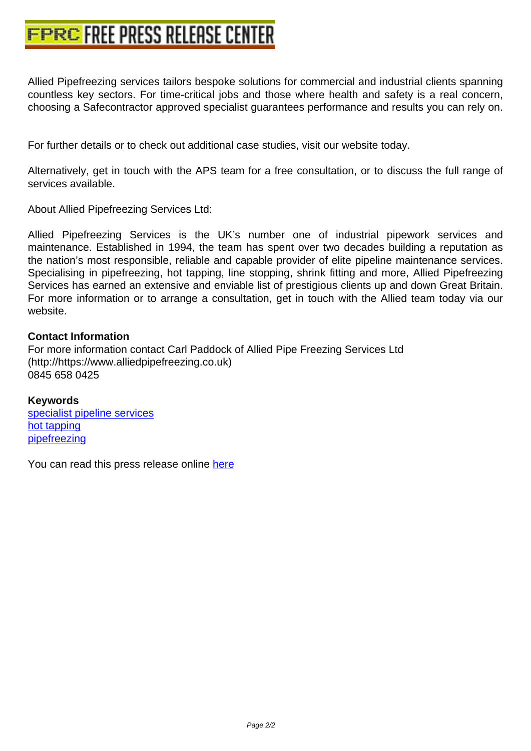Allied Pipefreezing services tailors bespoke solutions for commercial and industrial clients spanning countless key sectors. For time-critical jobs and those where health and safety is a real concern, choosing a Safecontractor approved specialist guarantees performance and results you can rely on.

For further details or to check out additional case studies, visit our website today.

Alternatively, get in touch with the APS team for a free consultation, or to discuss the full range of services available.

About Allied Pipefreezing Services Ltd:

Allied Pipefreezing Services is the UK's number one of industrial pipework services and maintenance. Established in 1994, the team has spent over two decades building a reputation as the nation's most responsible, reliable and capable provider of elite pipeline maintenance services. Specialising in pipefreezing, hot tapping, line stopping, shrink fitting and more, Allied Pipefreezing Services has earned an extensive and enviable list of prestigious clients up and down Great Britain. For more information or to arrange a consultation, get in touch with the Allied team today via our website.

**Contact Information**
For more information contact Carl Paddock of Allied Pipe Freezing Services Ltd
(http://https://www.alliedpipefreezing.co.uk)
0845 658 0425

**Keywords**
specialist pipeline services
hot tapping
pipefreezing

You can read this press release online here